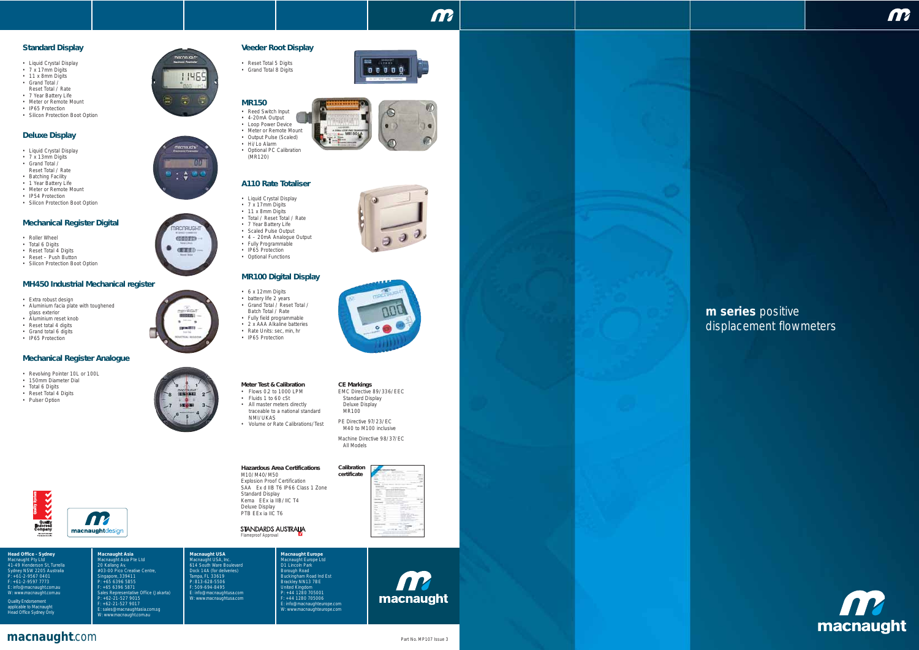## Standard Display

- Liquid Crystal Display
- 7 x 17mm Digits
- 11 x 8mm Digits
- Grand Total / Reset Total / Rate
- 7 Year Battery Life
- Meter or Remote Mount
- IP65 Protection
- Silicon Protection Boot Option

## Deluxe Display

- Liquid Crystal Display
- 7 x 13mm Digits
- Grand Total / Reset Total / Rate
- Batching Facility
- 1 Year Battery Life
- Meter or Remote Mount
- IP54 Protection
- Silicon Protection Boot Option

## Mechanical Register Digital

- Roller Wheel
- Total 6 Digits
- Reset Total 4 Digits
- Reset – Push Button
- Silicon Protection Boot Option

## MH450 Industrial Mechanical register

- Extra robust design
- Aluminium facia plate with toughened glass exterior
- Aluminium reset knob
- Reset total 4 digits
- Grand total 6 digits
- IP65 Protection

## Mechanical Register Analogue

- Revolving Pointer 10L or 100L
- 150mm Diameter Dial
- Total 6 Digits
- Reset Total 4 Digits
- Pulser Option

## Veeder Root Display

- Reset Total 5 Digits
- Grand Total 8 Digits

## MR150

- Reed Switch Input
- 4-20mA Output
- Loop Power Device
- Meter or Remote Mount
- Output Pulse (Scaled)
- Hi/Lo Alarm
- Optional PC Calibration (MR120)

## A110 Rate Totaliser

- Liquid Crystal Display
- 7 x 17mm Digits
- 11 x 8mm Digits
- Total / Reset Total / Rate
- 7 Year Battery Life
- Scaled Pulse Output
- 4 – 20mA Analogue Output
- Fully Programmable
- IP65 Protection
- Optional Functions

## MR100 Digital Display

- 6 x 12mm Digits
- battery life 2 years
- Grand Total / Reset Total / Batch Total / Rate
- Fully field programmable
- 2 x AAA Alkaline batteries
- Rate Units: sec, min, hr
- IP65 Protection

### Meter Test & Calibration

- Flows 0.2 to 1000 LPM
- Fluids 1 to 60 cSt
- All master meters directly traceable to a national standard NMI/UKAS
- Volume or Rate Calibrations/Test

### CE Markings

EMC Directive 89/336/EEC
Standard Display
Deluxe Display
MR100

PE Directive 97/23/EC
M40 to M100 inclusive

Machine Directive 98/37/EC
All Models

### Hazardous Area Certifications

M10/M40/M50
Explosion Proof Certification
SAA Ex d IIB T6 IP66 Class 1 Zone
Standard Display
Kema EEx ia IIB/IIC T4
Deluxe Display
PTB EEx ia IIC T6

STANDARDS AUSTRALIA
Flameproof Approval

**Calibration certificate**

Quality Endorsed Company

macnaughtdesign

**Head Office - Sydney**
Macnaught Pty Ltd
41-49 Henderson St, Turrella
Sydney NSW 2205 Australia
P: +61-2-9567 0401
F: +61-2-9597 7773
E: info@macnaught.com.au
W: www.macnaught.com.au

Quality Endorsement applicable to Macnaught Head Office Sydney Only

**Macnaught Asia**
Macnaught Asia Pte Ltd
20 Kallang Av.
#03-00 Pico Creative Centre,
Singapore, 339411
P: +65 6396 5855
F: +65 6396 5871
Sales Representative Office (Jakarta)
P: +62-21-527 9015
F: +62-21-527 9017
E: sales@macnaughtasia.com.sg
W: www.macnaught.com.au

**Macnaught USA**
Macnaught USA, Inc.
614 South Ware Boulevard
Dock 14A (for deliveries)
Tampa, FL 33619
P: 813-628-5506
F: 509-694-8495
E: info@macnaughtusa.com
W: www.macnaughtusa.com

**Macnaught Europe**
Macnaught Europe Ltd
D1 Lincoln Park
Borough Road
Buckingham Road Ind Est
Brackley NN13 7BE
United Kingdom
P: +44 1280 705001
F: +44 1280 705006
E: info@macnaughteurope.com
W: www.macnaughteurope.com

macnaught

macnaught.com

Part No. MP107 Issue 3

**m series** positive displacement flowmeters

macnaught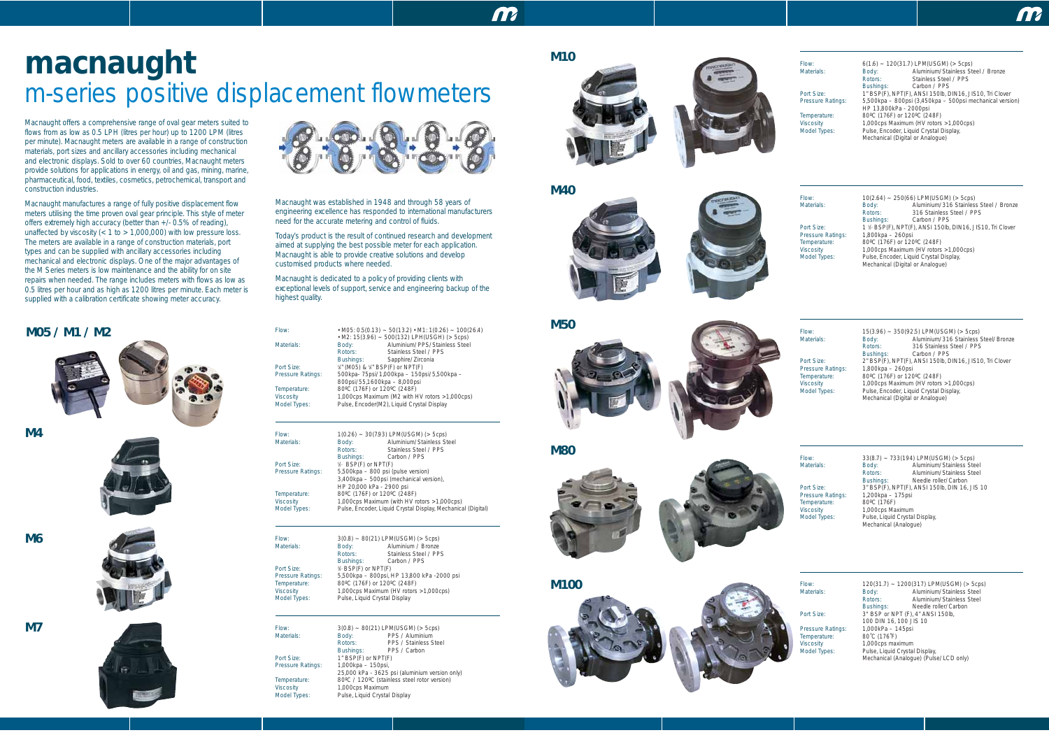# macnaught

## m-series positive displacement flowmeters

Macnaught offers a comprehensive range of oval gear meters suited to flows from as low as 0.5 LPH (litres per hour) up to 1200 LPM (litres per minute). Macnaught meters are available in a range of construction materials, port sizes and ancillary accessories including mechanical and electronic displays. Sold to over 60 countries, Macnaught meters provide solutions for applications in energy, oil and gas, mining, marine, pharmaceutical, food, textiles, cosmetics, petrochemical, transport and construction industries.

Macnaught manufactures a range of fully positive displacement flow meters utilising the time proven oval gear principle. This style of meter offers extremely high accuracy (better than +/- 0.5% of reading), unaffected by viscosity (< 1 to > 1,000,000) with low pressure loss. The meters are available in a range of construction materials, port types and can be supplied with ancillary accessories including mechanical and electronic displays. One of the major advantages of the M Series meters is low maintenance and the ability for on site repairs when needed. The range includes meters with flows as low as 0.5 litres per hour and as high as 1200 litres per minute. Each meter is supplied with a calibration certificate showing meter accuracy.

Macnaught was established in 1948 and through 58 years of engineering excellence has responded to international manufacturers need for the accurate metering and control of fluids.

Today's product is the result of continued research and development aimed at supplying the best possible meter for each application. Macnaught is able to provide creative solutions and develop customised products where needed.

Macnaught is dedicated to a policy of providing clients with exceptional levels of support, service and engineering backup of the highest quality.

### M05 / M1 / M2

| | |
|---|---|
| Flow: | • M05: 0.5(0.13) ~ 50(13.2) • M1: 1(0.26) ~ 100(26.4) • M2: 15(3.96) ~ 500(132) LPH(USGH) (> 5cps) |
| Materials: | Body: Aluminium/ PPS/ Stainless Steel; Rotors: Stainless Steel / PPS; Bushings: Sapphire/ Zirconia |
| Port Size: | ¼" (M05) & ¼" BSP(F) or NPT(F) |
| Pressure Ratings: | 500kpa- 75psi/ 1,000kpa – 150psi/ 5,500kpa – 800psi/ 55,1600kpa – 8,000psi |
| Temperature: | 80ºC (176F) or 120ºC (248F) |
| Viscosity | 1,000cps Maximum (M2 with HV rotors >1,000cps) |
| Model Types: | Pulse, Encoder(M2), Liquid Crystal Display |

### M4

| | |
|---|---|
| Flow: | 1(0.26) ~ 30(7.93) LPM(USGM) (> 5cps) |
| Materials: | Body: Aluminium/ Stainless Steel; Rotors: Stainless Steel / PPS; Bushings: Carbon / PPS |
| Port Size: | ¼" BSP(F) or NPT(F) |
| Pressure Ratings: | 5,500kpa – 800 psi (pulse version) 3,400kpa – 500psi (mechanical version), HP 20,000 kPa - 2900 psi |
| Temperature: | 80ºC (176F) or 120ºC (248F) |
| Viscosity | 1,000cps Maximum (with HV rotors >1,000cps) |
| Model Types: | Pulse, Encoder, Liquid Crystal Display, Mechanical (Digital) |

### M6

| | |
|---|---|
| Flow: | 3(0.8) ~ 80(21) LPM(USGM) (> 5cps) |
| Materials: | Body: Aluminium / Bronze; Rotors: Stainless Steel / PPS; Bushings: Carbon / PPS |
| Port Size: | ½" BSP(F) or NPT(F) |
| Pressure Ratings: | 5,500kpa – 800psi, HP 13,800 kPa -2000 psi |
| Temperature: | 80ºC (176F) or 120ºC (248F) |
| Viscosity | 1,000cps Maximum (HV rotors >1,000cps) |
| Model Types: | Pulse, Liquid Crystal Display |

### M7

| | |
|---|---|
| Flow: | 3(0.8) ~ 80(21) LPM(USGM) (> 5cps) |
| Materials: | Body: PPS / Aluminium; Rotors: PPS / Stainless Steel; Bushings: PPS / Carbon |
| Port Size: | 1" BSP(F) or NPT(F) |
| Pressure Ratings: | 1,000kpa – 150psi, 25,000 kPa - 3625 psi (aluminium version only) |
| Temperature: | 80ºC / 120ºC (stainless steel rotor version) |
| Viscosity | 1,000cps Maximum |
| Model Types: | Pulse, Liquid Crystal Display |

### M10

| | |
|---|---|
| Flow: | 6(1.6) ~ 120(31.7) LPM(USGM) (> 5cps) |
| Materials: | Body: Aluminium/Stainless Steel / Bronze; Rotors: Stainless Steel / PPS; Bushings: Carbon / PPS |
| Port Size: | 1" BSP(F), NPT(F), ANSI 150lb, DIN16, JIS10, Tri Clover |
| Pressure Ratings: | 5,500kpa – 800psi (3,450kpa – 500psi mechanical version) HP 13,800kPa - 2000psi |
| Temperature: | 80ºC (176F) or 120ºC (248F) |
| Viscosity | 1,000cps Maximum (HV rotors >1,000cps) |
| Model Types: | Pulse, Encoder, Liquid Crystal Display, Mechanical (Digital or Analogue) |

### M40

| | |
|---|---|
| Flow: | 10(2.64) ~ 250(66) LPM(USGM) (> 5cps) |
| Materials: | Body: Aluminium/316 Stainless Steel / Bronze; Rotors: 316 Stainless Steel / PPS; Bushings: Carbon / PPS |
| Port Size: | 1 ½" BSP(F), NPT(F), ANSI 150lb, DIN16, JIS10, Tri Clover |
| Pressure Ratings: | 1,800kpa – 260psi |
| Temperature: | 80ºC (176F) or 120ºC (248F) |
| Viscosity | 1,000cps Maximum (HV rotors >1,000cps) |
| Model Types: | Pulse, Encoder, Liquid Crystal Display, Mechanical (Digital or Analogue) |

### M50

| | |
|---|---|
| Flow: | 15(3.96) ~ 350(92.5) LPM(USGM) (> 5cps) |
| Materials: | Body: Aluminium/316 Stainless Steel/ Bronze; Rotors: 316 Stainless Steel / PPS; Bushings: Carbon / PPS |
| Port Size: | 2" BSP(F), NPT(F), ANSI 150lb, DIN16, JIS10, Tri Clover |
| Pressure Ratings: | 1,800kpa – 260psi |
| Temperature: | 80ºC (176F) or 120ºC (248F) |
| Viscosity | 1,000cps Maximum (HV rotors >1,000cps) |
| Model Types: | Pulse, Encoder, Liquid Crystal Display, Mechanical (Digital or Analogue) |

### M80

| | |
|---|---|
| Flow: | 33(8.7) ~ 733(194) LPM(USGM) (> 5cps) |
| Materials: | Body: Aluminium/Stainless Steel; Rotors: Aluminium/Stainless Steel; Bushings: Needle roller/Carbon |
| Port Size: | 3" BSP(F), NPT(F), ANSI 150lb, DIN 16, JIS 10 |
| Pressure Ratings: | 1,200kpa – 175psi |
| Temperature: | 80ºC (176F) |
| Viscosity | 1,000cps Maximum |
| Model Types: | Pulse, Liquid Crystal Display, Mechanical (Analogue) |

### M100

| | |
|---|---|
| Flow: | 120(31.7) ~ 1200(317) LPM(USGM) (> 5cps) |
| Materials: | Body: Aluminium/Stainless Steel; Rotors: Aluminium/Stainless Steel; Bushings: Needle roller/Carbon |
| Port Size: | 3" BSP or NPT (F), 4" ANSI 150lb, 100 DIN 16, 100 JIS 10 |
| Pressure Ratings: | 1,000kPa – 145psi |
| Temperature: | 80°C (176°F) |
| Viscosity | 1,000cps maximum |
| Model Types: | Pulse, Liquid Crystal Display, Mechanical (Analogue) (Pulse/LCD only) |